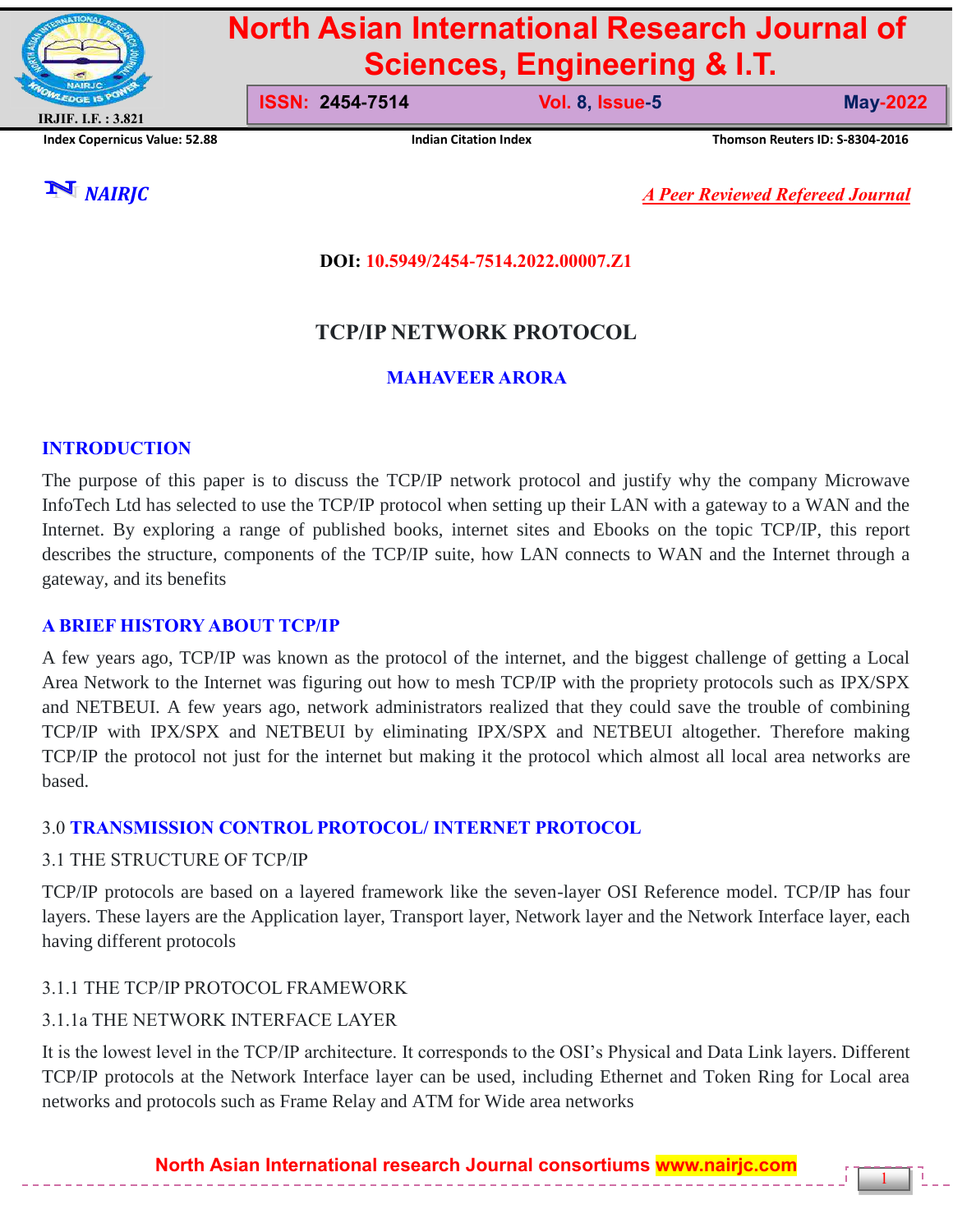**DOI: 10.5949/2454-7514.2022.00007.Z1**

# TCP/IP NETWORK PROTOCOL

**MAHAVEER ARORA**

## INTRODUCTION

The purpose of this paper is to discuss the TCP/IP network protocol and justify why the company Microwave InfoTech Ltd has selected to use the TCP/IP protocol when setting up their LAN with a gateway to a WAN and the Internet. By exploring a range of published books, internet sites and Ebooks on the topic TCP/IP, this report describes the structure, components of the TCP/IP suite, how LAN connects to WAN and the Internet through a gateway, and its benefits

## A BRIEF HISTORY ABOUT TCP/IP

A few years ago, TCP/IP was known as the protocol of the internet, and the biggest challenge of getting a Local Area Network to the Internet was figuring out how to mesh TCP/IP with the propriety protocols such as IPX/SPX and NETBEUI. A few years ago, network administrators realized that they could save the trouble of combining TCP/IP with IPX/SPX and NETBEUI by eliminating IPX/SPX and NETBEUI altogether. Therefore making TCP/IP the protocol not just for the internet but making it the protocol which almost all local area networks are based.

## 3.0 TRANSMISSION CONTROL PROTOCOL/ INTERNET PROTOCOL

### 3.1 THE STRUCTURE OF TCP/IP

TCP/IP protocols are based on a layered framework like the seven-layer OSI Reference model. TCP/IP has four layers. These layers are the Application layer, Transport layer, Network layer and the Network Interface layer, each having different protocols

#### 3.1.1 THE TCP/IP PROTOCOL FRAMEWORK

##### 3.1.1a THE NETWORK INTERFACE LAYER

It is the lowest level in the TCP/IP architecture. It corresponds to the OSI's Physical and Data Link layers. Different TCP/IP protocols at the Network Interface layer can be used, including Ethernet and Token Ring for Local area networks and protocols such as Frame Relay and ATM for Wide area networks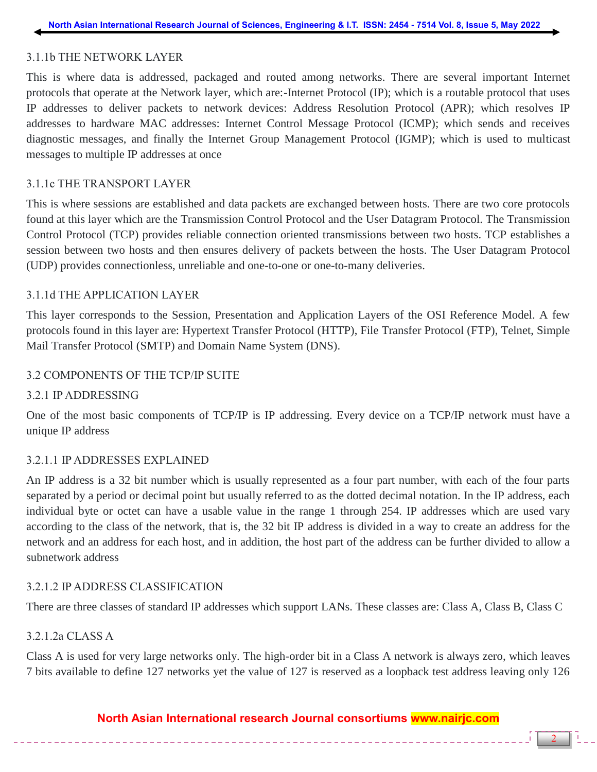### 3.1.1b THE NETWORK LAYER

This is where data is addressed, packaged and routed among networks. There are several important Internet protocols that operate at the Network layer, which are:-Internet Protocol (IP); which is a routable protocol that uses IP addresses to deliver packets to network devices: Address Resolution Protocol (APR); which resolves IP addresses to hardware MAC addresses: Internet Control Message Protocol (ICMP); which sends and receives diagnostic messages, and finally the Internet Group Management Protocol (IGMP); which is used to multicast messages to multiple IP addresses at once

### 3.1.1c THE TRANSPORT LAYER

This is where sessions are established and data packets are exchanged between hosts. There are two core protocols found at this layer which are the Transmission Control Protocol and the User Datagram Protocol. The Transmission Control Protocol (TCP) provides reliable connection oriented transmissions between two hosts. TCP establishes a session between two hosts and then ensures delivery of packets between the hosts. The User Datagram Protocol (UDP) provides connectionless, unreliable and one-to-one or one-to-many deliveries.

### 3.1.1d THE APPLICATION LAYER

This layer corresponds to the Session, Presentation and Application Layers of the OSI Reference Model. A few protocols found in this layer are: Hypertext Transfer Protocol (HTTP), File Transfer Protocol (FTP), Telnet, Simple Mail Transfer Protocol (SMTP) and Domain Name System (DNS).

## 3.2 COMPONENTS OF THE TCP/IP SUITE

### 3.2.1 IP ADDRESSING

One of the most basic components of TCP/IP is IP addressing. Every device on a TCP/IP network must have a unique IP address

#### 3.2.1.1 IP ADDRESSES EXPLAINED

An IP address is a 32 bit number which is usually represented as a four part number, with each of the four parts separated by a period or decimal point but usually referred to as the dotted decimal notation. In the IP address, each individual byte or octet can have a usable value in the range 1 through 254. IP addresses which are used vary according to the class of the network, that is, the 32 bit IP address is divided in a way to create an address for the network and an address for each host, and in addition, the host part of the address can be further divided to allow a subnetwork address

#### 3.2.1.2 IP ADDRESS CLASSIFICATION

There are three classes of standard IP addresses which support LANs. These classes are: Class A, Class B, Class C

##### 3.2.1.2a CLASS A

Class A is used for very large networks only. The high-order bit in a Class A network is always zero, which leaves 7 bits available to define 127 networks yet the value of 127 is reserved as a loopback test address leaving only 126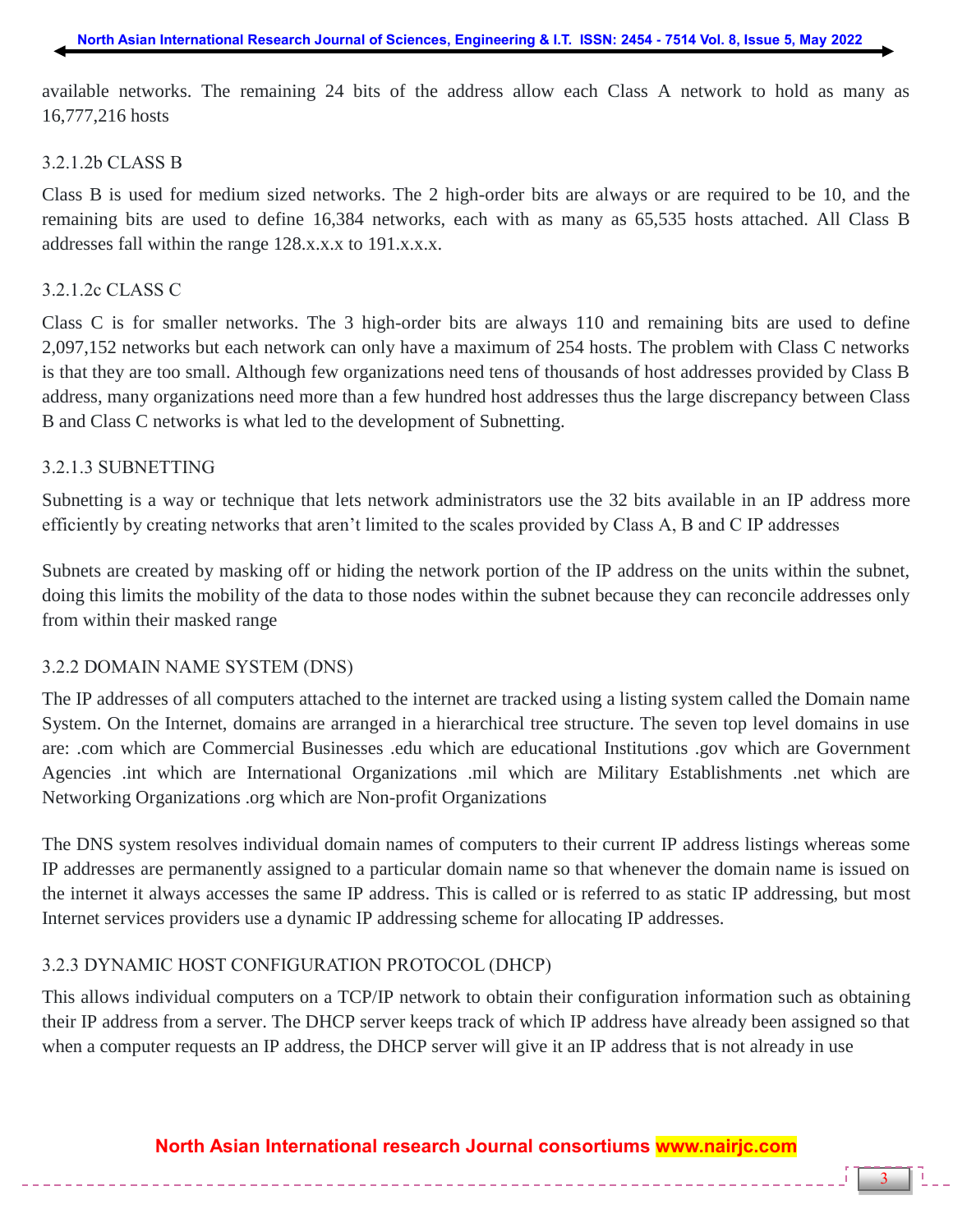available networks. The remaining 24 bits of the address allow each Class A network to hold as many as 16,777,216 hosts

#### 3.2.1.2b CLASS B

Class B is used for medium sized networks. The 2 high-order bits are always or are required to be 10, and the remaining bits are used to define 16,384 networks, each with as many as 65,535 hosts attached. All Class B addresses fall within the range 128.x.x.x to 191.x.x.x.

#### 3.2.1.2c CLASS C

Class C is for smaller networks. The 3 high-order bits are always 110 and remaining bits are used to define 2,097,152 networks but each network can only have a maximum of 254 hosts. The problem with Class C networks is that they are too small. Although few organizations need tens of thousands of host addresses provided by Class B address, many organizations need more than a few hundred host addresses thus the large discrepancy between Class B and Class C networks is what led to the development of Subnetting.

#### 3.2.1.3 SUBNETTING

Subnetting is a way or technique that lets network administrators use the 32 bits available in an IP address more efficiently by creating networks that aren't limited to the scales provided by Class A, B and C IP addresses

Subnets are created by masking off or hiding the network portion of the IP address on the units within the subnet, doing this limits the mobility of the data to those nodes within the subnet because they can reconcile addresses only from within their masked range

### 3.2.2 DOMAIN NAME SYSTEM (DNS)

The IP addresses of all computers attached to the internet are tracked using a listing system called the Domain name System. On the Internet, domains are arranged in a hierarchical tree structure. The seven top level domains in use are: .com which are Commercial Businesses .edu which are educational Institutions .gov which are Government Agencies .int which are International Organizations .mil which are Military Establishments .net which are Networking Organizations .org which are Non-profit Organizations

The DNS system resolves individual domain names of computers to their current IP address listings whereas some IP addresses are permanently assigned to a particular domain name so that whenever the domain name is issued on the internet it always accesses the same IP address. This is called or is referred to as static IP addressing, but most Internet services providers use a dynamic IP addressing scheme for allocating IP addresses.

### 3.2.3 DYNAMIC HOST CONFIGURATION PROTOCOL (DHCP)

This allows individual computers on a TCP/IP network to obtain their configuration information such as obtaining their IP address from a server. The DHCP server keeps track of which IP address have already been assigned so that when a computer requests an IP address, the DHCP server will give it an IP address that is not already in use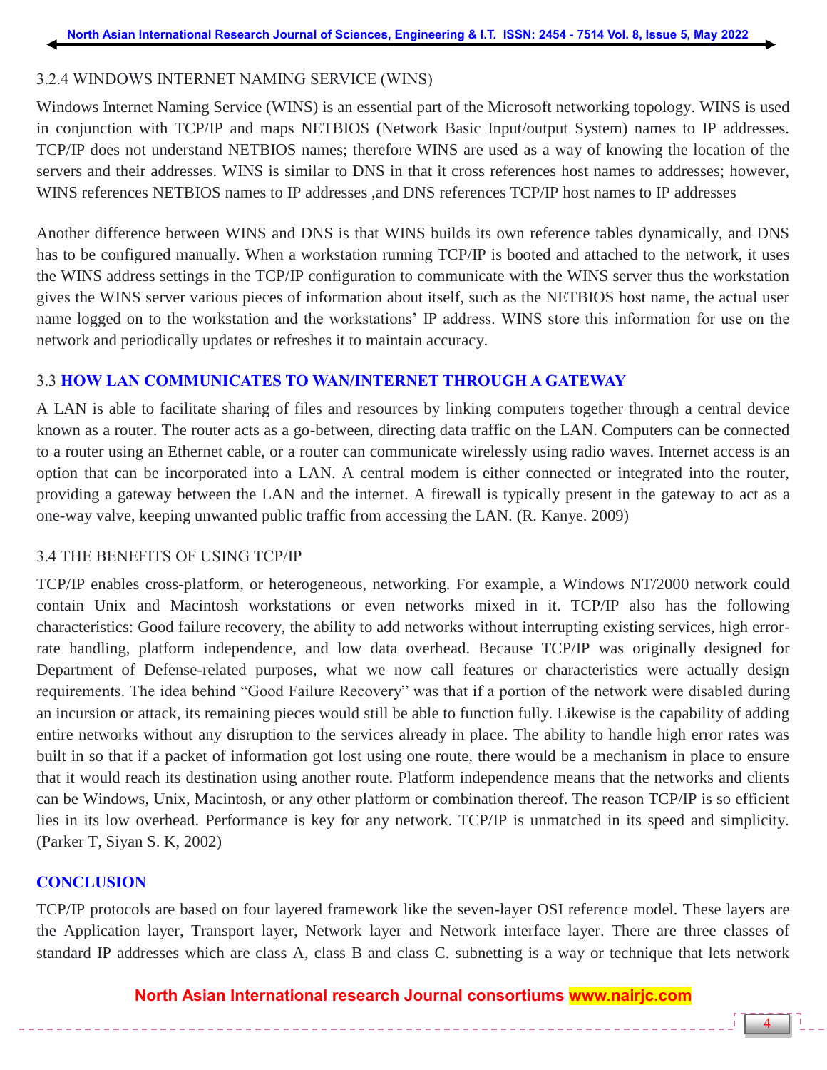### 3.2.4 WINDOWS INTERNET NAMING SERVICE (WINS)

Windows Internet Naming Service (WINS) is an essential part of the Microsoft networking topology. WINS is used in conjunction with TCP/IP and maps NETBIOS (Network Basic Input/output System) names to IP addresses. TCP/IP does not understand NETBIOS names; therefore WINS are used as a way of knowing the location of the servers and their addresses. WINS is similar to DNS in that it cross references host names to addresses; however, WINS references NETBIOS names to IP addresses ,and DNS references TCP/IP host names to IP addresses

Another difference between WINS and DNS is that WINS builds its own reference tables dynamically, and DNS has to be configured manually. When a workstation running TCP/IP is booted and attached to the network, it uses the WINS address settings in the TCP/IP configuration to communicate with the WINS server thus the workstation gives the WINS server various pieces of information about itself, such as the NETBIOS host name, the actual user name logged on to the workstation and the workstations' IP address. WINS store this information for use on the network and periodically updates or refreshes it to maintain accuracy.

## 3.3 HOW LAN COMMUNICATES TO WAN/INTERNET THROUGH A GATEWAY

A LAN is able to facilitate sharing of files and resources by linking computers together through a central device known as a router. The router acts as a go-between, directing data traffic on the LAN. Computers can be connected to a router using an Ethernet cable, or a router can communicate wirelessly using radio waves. Internet access is an option that can be incorporated into a LAN. A central modem is either connected or integrated into the router, providing a gateway between the LAN and the internet. A firewall is typically present in the gateway to act as a one-way valve, keeping unwanted public traffic from accessing the LAN. (R. Kanye. 2009)

## 3.4 THE BENEFITS OF USING TCP/IP

TCP/IP enables cross-platform, or heterogeneous, networking. For example, a Windows NT/2000 network could contain Unix and Macintosh workstations or even networks mixed in it. TCP/IP also has the following characteristics: Good failure recovery, the ability to add networks without interrupting existing services, high error-rate handling, platform independence, and low data overhead. Because TCP/IP was originally designed for Department of Defense-related purposes, what we now call features or characteristics were actually design requirements. The idea behind "Good Failure Recovery" was that if a portion of the network were disabled during an incursion or attack, its remaining pieces would still be able to function fully. Likewise is the capability of adding entire networks without any disruption to the services already in place. The ability to handle high error rates was built in so that if a packet of information got lost using one route, there would be a mechanism in place to ensure that it would reach its destination using another route. Platform independence means that the networks and clients can be Windows, Unix, Macintosh, or any other platform or combination thereof. The reason TCP/IP is so efficient lies in its low overhead. Performance is key for any network. TCP/IP is unmatched in its speed and simplicity. (Parker T, Siyan S. K, 2002)

## CONCLUSION

TCP/IP protocols are based on four layered framework like the seven-layer OSI reference model. These layers are the Application layer, Transport layer, Network layer and Network interface layer. There are three classes of standard IP addresses which are class A, class B and class C. subnetting is a way or technique that lets network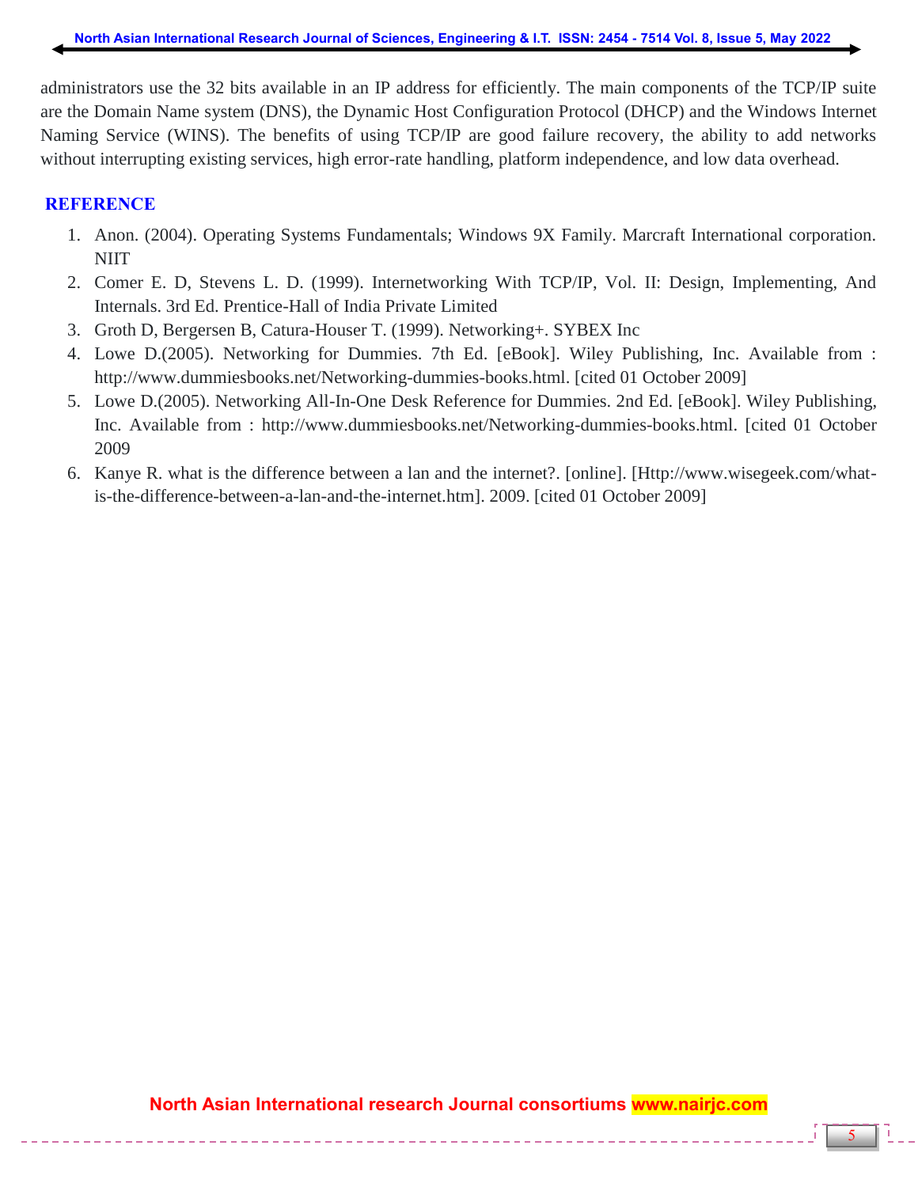administrators use the 32 bits available in an IP address for efficiently. The main components of the TCP/IP suite are the Domain Name system (DNS), the Dynamic Host Configuration Protocol (DHCP) and the Windows Internet Naming Service (WINS). The benefits of using TCP/IP are good failure recovery, the ability to add networks without interrupting existing services, high error-rate handling, platform independence, and low data overhead.

## REFERENCE

1. Anon. (2004). Operating Systems Fundamentals; Windows 9X Family. Marcraft International corporation. NIIT
2. Comer E. D, Stevens L. D. (1999). Internetworking With TCP/IP, Vol. II: Design, Implementing, And Internals. 3rd Ed. Prentice-Hall of India Private Limited
3. Groth D, Bergersen B, Catura-Houser T. (1999). Networking+. SYBEX Inc
4. Lowe D.(2005). Networking for Dummies. 7th Ed. [eBook]. Wiley Publishing, Inc. Available from : http://www.dummiesbooks.net/Networking-dummies-books.html. [cited 01 October 2009]
5. Lowe D.(2005). Networking All-In-One Desk Reference for Dummies. 2nd Ed. [eBook]. Wiley Publishing, Inc. Available from : http://www.dummiesbooks.net/Networking-dummies-books.html. [cited 01 October 2009
6. Kanye R. what is the difference between a lan and the internet?. [online]. [Http://www.wisegeek.com/what-is-the-difference-between-a-lan-and-the-internet.htm]. 2009. [cited 01 October 2009]